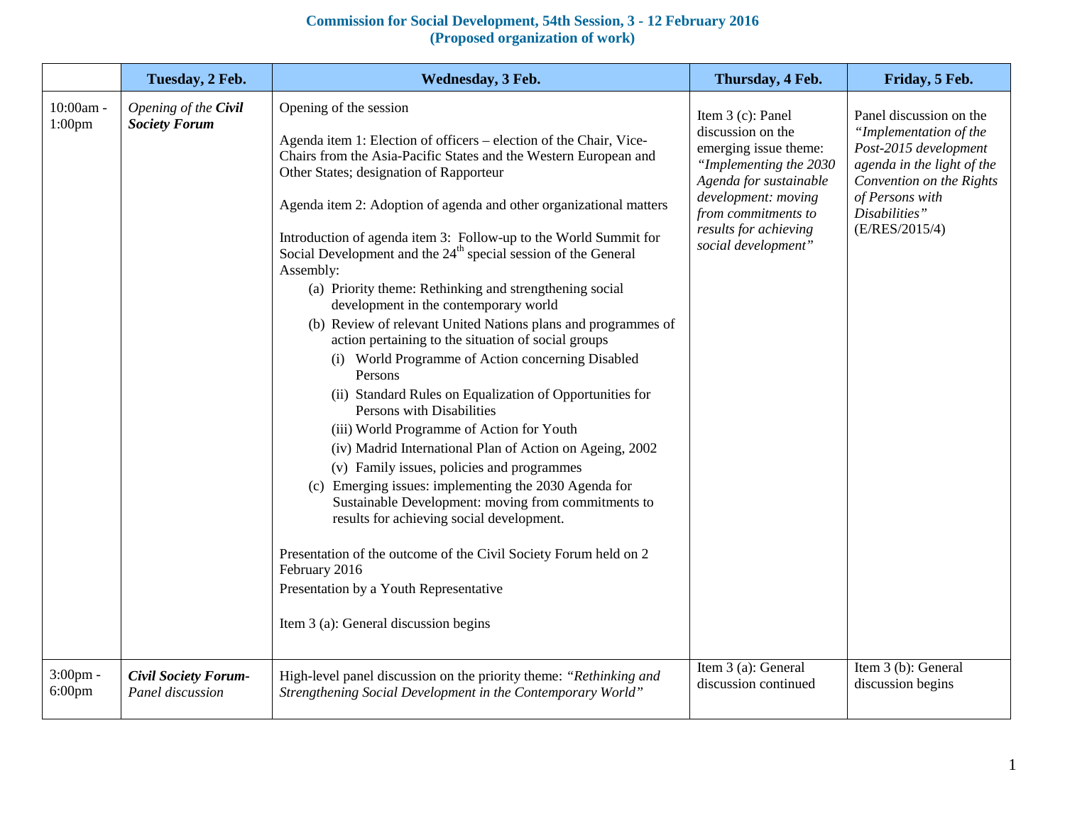**Commission for Social Development, 54th Session, 3 - 12 February 2016**
**(Proposed organization of work)**

| | Tuesday, 2 Feb. | Wednesday, 3 Feb. | Thursday, 4 Feb. | Friday, 5 Feb. |
|---|---|---|---|---|
| 10:00am - 1:00pm | *Opening of the* ***Civil Society Forum*** | Opening of the session<br><br>Agenda item 1: Election of officers – election of the Chair, Vice-Chairs from the Asia-Pacific States and the Western European and Other States; designation of Rapporteur<br><br>Agenda item 2: Adoption of agenda and other organizational matters<br><br>Introduction of agenda item 3: Follow-up to the World Summit for Social Development and the 24th special session of the General Assembly:<br>(a) Priority theme: Rethinking and strengthening social development in the contemporary world<br>(b) Review of relevant United Nations plans and programmes of action pertaining to the situation of social groups<br>(i) World Programme of Action concerning Disabled Persons<br>(ii) Standard Rules on Equalization of Opportunities for Persons with Disabilities<br>(iii) World Programme of Action for Youth<br>(iv) Madrid International Plan of Action on Ageing, 2002<br>(v) Family issues, policies and programmes<br>(c) Emerging issues: implementing the 2030 Agenda for Sustainable Development: moving from commitments to results for achieving social development.<br><br>Presentation of the outcome of the Civil Society Forum held on 2 February 2016<br>Presentation by a Youth Representative<br><br>Item 3 (a): General discussion begins | Item 3 (c): Panel discussion on the emerging issue theme: *"Implementing the 2030 Agenda for sustainable development: moving from commitments to results for achieving social development"* | Panel discussion on the *"Implementation of the Post-2015 development agenda in the light of the Convention on the Rights of Persons with Disabilities"* (E/RES/2015/4) |
| 3:00pm - 6:00pm | ***Civil Society Forum-*** *Panel discussion* | High-level panel discussion on the priority theme: *"Rethinking and Strengthening Social Development in the Contemporary World"* | Item 3 (a): General discussion continued | Item 3 (b): General discussion begins |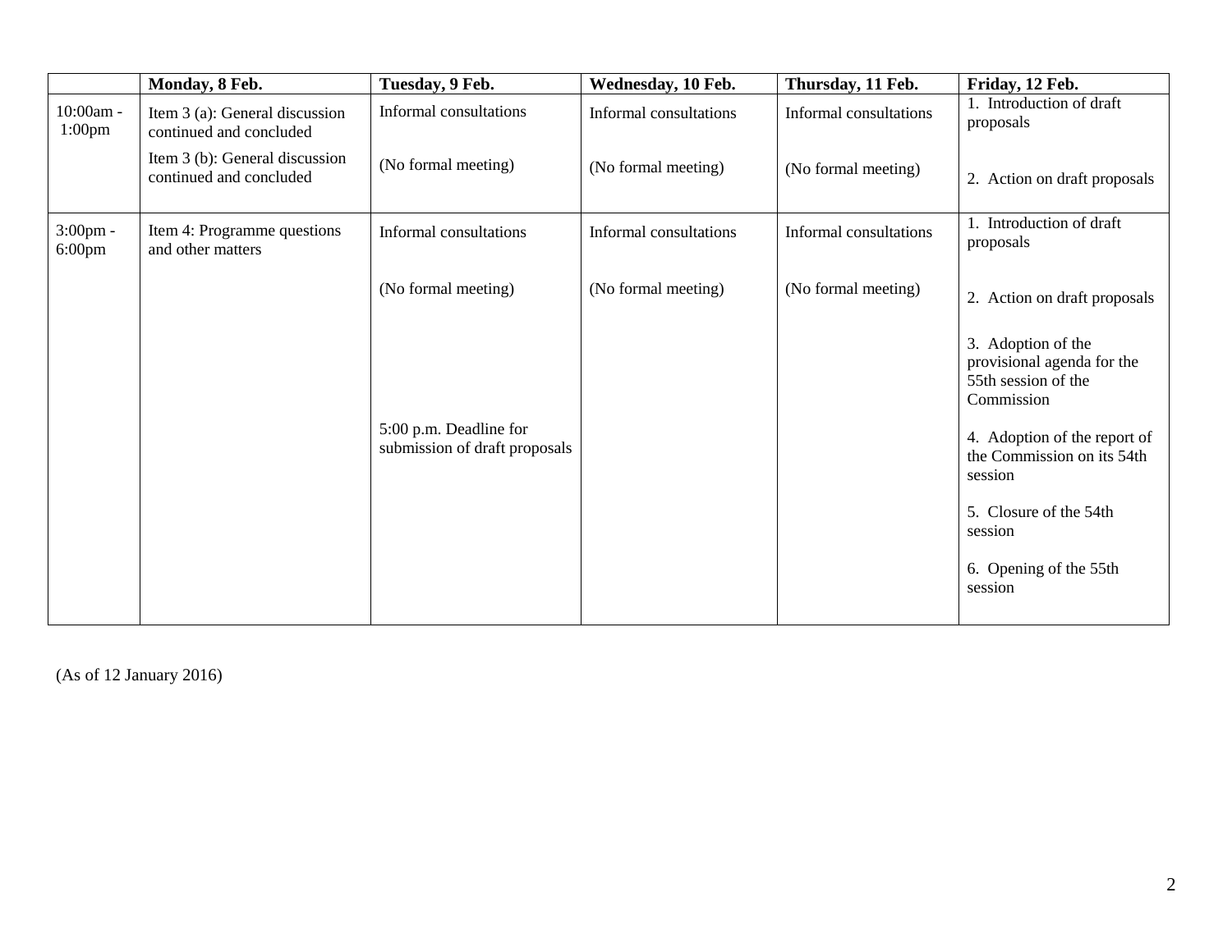| | Monday, 8 Feb. | Tuesday, 9 Feb. | Wednesday, 10 Feb. | Thursday, 11 Feb. | Friday, 12 Feb. |
|---|---|---|---|---|---|
| 10:00am - 1:00pm | Item 3 (a): General discussion continued and concluded<br><br>Item 3 (b): General discussion continued and concluded | Informal consultations<br><br>(No formal meeting) | Informal consultations<br><br>(No formal meeting) | Informal consultations<br><br>(No formal meeting) | 1. Introduction of draft proposals<br><br>2. Action on draft proposals |
| 3:00pm - 6:00pm | Item 4: Programme questions and other matters | Informal consultations<br><br>(No formal meeting)<br><br>5:00 p.m. Deadline for submission of draft proposals | Informal consultations<br><br>(No formal meeting) | Informal consultations<br><br>(No formal meeting) | 1. Introduction of draft proposals<br><br>2. Action on draft proposals<br><br>3. Adoption of the provisional agenda for the 55th session of the Commission<br><br>4. Adoption of the report of the Commission on its 54th session<br><br>5. Closure of the 54th session<br><br>6. Opening of the 55th session |

(As of 12 January 2016)